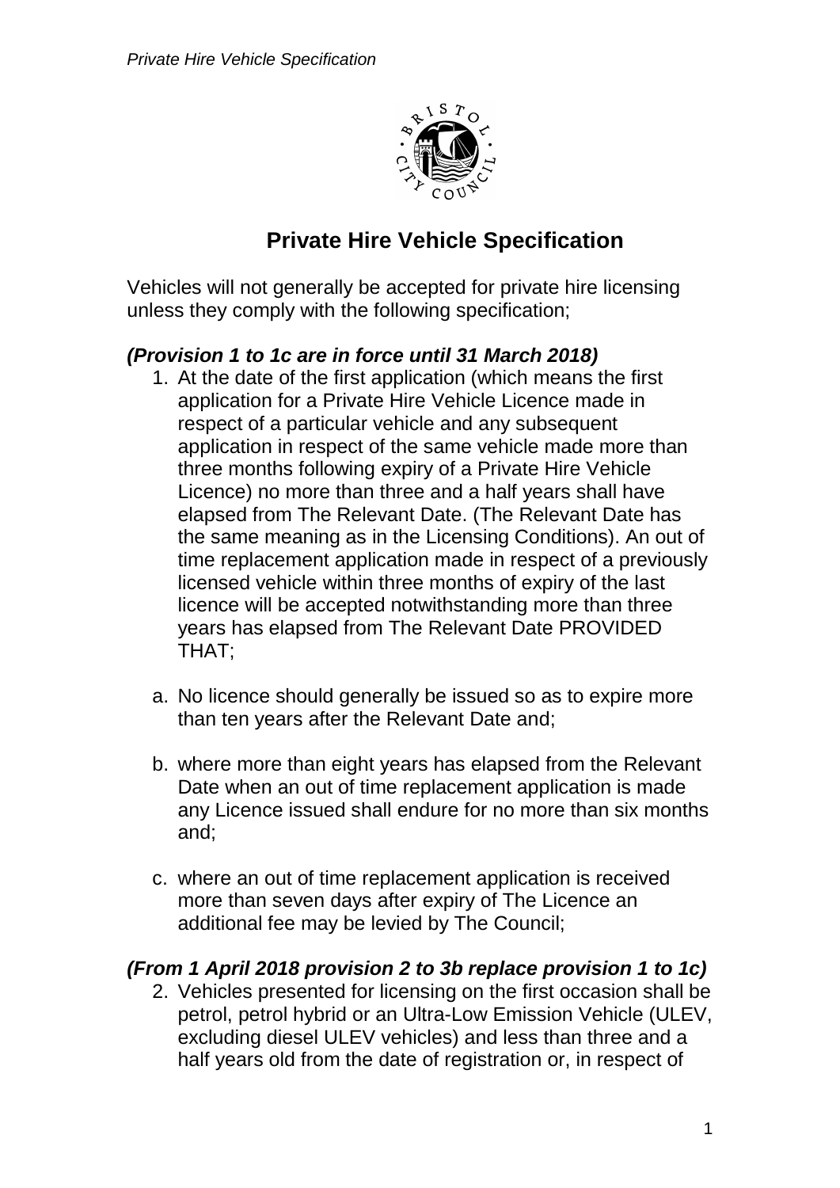# Private Hire Vehicle Specification

Vehicles will not generally be accepted for private hire licensing unless they comply with the following specification;

***(Provision 1 to 1c are in force until 31 March 2018)***

1. At the date of the first application (which means the first application for a Private Hire Vehicle Licence made in respect of a particular vehicle and any subsequent application in respect of the same vehicle made more than three months following expiry of a Private Hire Vehicle Licence) no more than three and a half years shall have elapsed from The Relevant Date. (The Relevant Date has the same meaning as in the Licensing Conditions). An out of time replacement application made in respect of a previously licensed vehicle within three months of expiry of the last licence will be accepted notwithstanding more than three years has elapsed from The Relevant Date PROVIDED THAT;

   a. No licence should generally be issued so as to expire more than ten years after the Relevant Date and;

   b. where more than eight years has elapsed from the Relevant Date when an out of time replacement application is made any Licence issued shall endure for no more than six months and;

   c. where an out of time replacement application is received more than seven days after expiry of The Licence an additional fee may be levied by The Council;

***(From 1 April 2018 provision 2 to 3b replace provision 1 to 1c)***

2. Vehicles presented for licensing on the first occasion shall be petrol, petrol hybrid or an Ultra-Low Emission Vehicle (ULEV, excluding diesel ULEV vehicles) and less than three and a half years old from the date of registration or, in respect of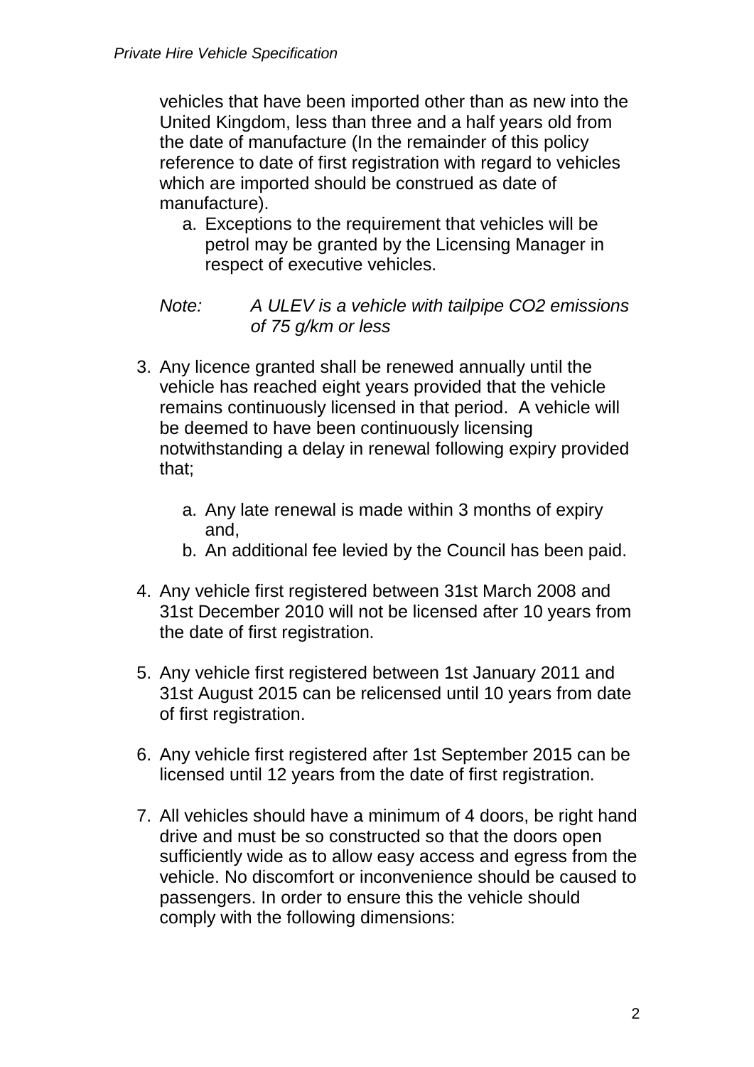vehicles that have been imported other than as new into the United Kingdom, less than three and a half years old from the date of manufacture (In the remainder of this policy reference to date of first registration with regard to vehicles which are imported should be construed as date of manufacture).

   a. Exceptions to the requirement that vehicles will be petrol may be granted by the Licensing Manager in respect of executive vehicles.

*Note: A ULEV is a vehicle with tailpipe $CO_2$ emissions of 75 g/km or less*

3. Any licence granted shall be renewed annually until the vehicle has reached eight years provided that the vehicle remains continuously licensed in that period. A vehicle will be deemed to have been continuously licensing notwithstanding a delay in renewal following expiry provided that;

   a. Any late renewal is made within 3 months of expiry and,
   b. An additional fee levied by the Council has been paid.

4. Any vehicle first registered between 31st March 2008 and 31st December 2010 will not be licensed after 10 years from the date of first registration.

5. Any vehicle first registered between 1st January 2011 and 31st August 2015 can be relicensed until 10 years from date of first registration.

6. Any vehicle first registered after 1st September 2015 can be licensed until 12 years from the date of first registration.

7. All vehicles should have a minimum of 4 doors, be right hand drive and must be so constructed so that the doors open sufficiently wide as to allow easy access and egress from the vehicle. No discomfort or inconvenience should be caused to passengers. In order to ensure this the vehicle should comply with the following dimensions: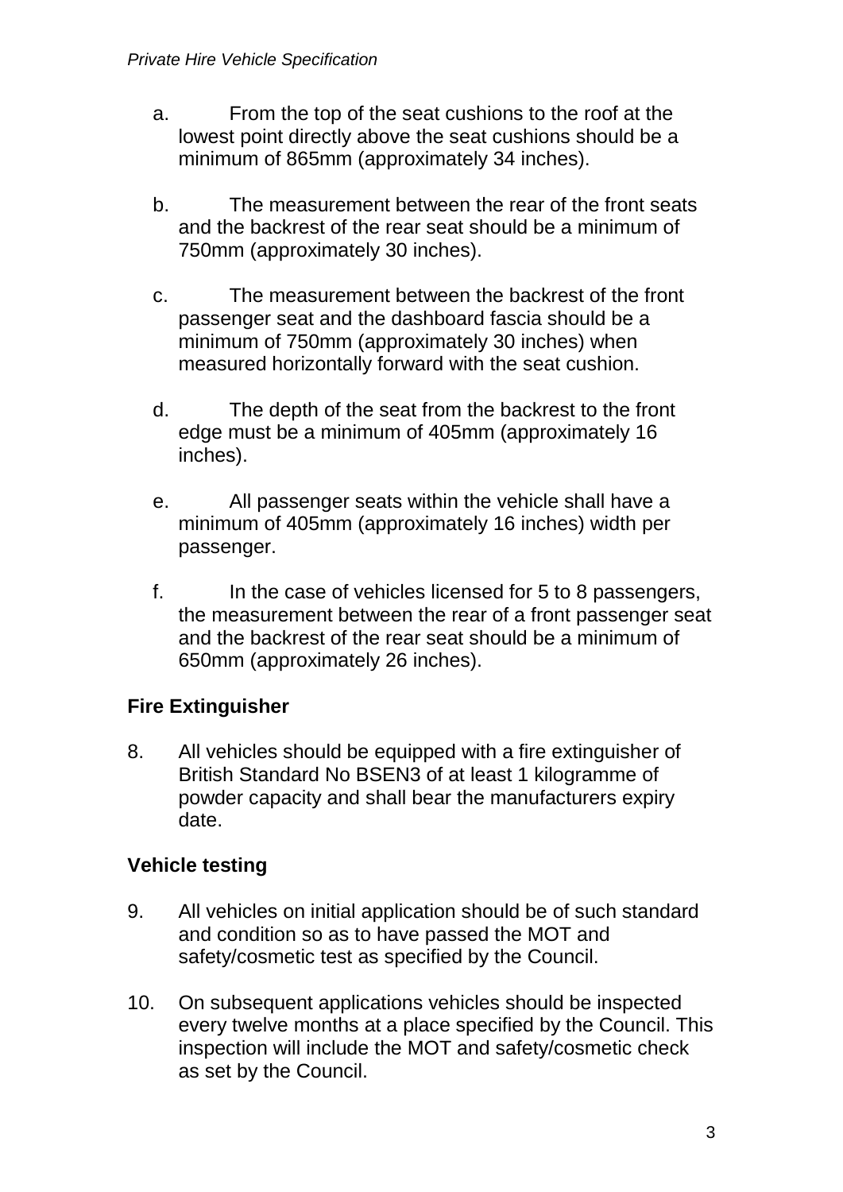a. From the top of the seat cushions to the roof at the lowest point directly above the seat cushions should be a minimum of 865mm (approximately 34 inches).

b. The measurement between the rear of the front seats and the backrest of the rear seat should be a minimum of 750mm (approximately 30 inches).

c. The measurement between the backrest of the front passenger seat and the dashboard fascia should be a minimum of 750mm (approximately 30 inches) when measured horizontally forward with the seat cushion.

d. The depth of the seat from the backrest to the front edge must be a minimum of 405mm (approximately 16 inches).

e. All passenger seats within the vehicle shall have a minimum of 405mm (approximately 16 inches) width per passenger.

f. In the case of vehicles licensed for 5 to 8 passengers, the measurement between the rear of a front passenger seat and the backrest of the rear seat should be a minimum of 650mm (approximately 26 inches).

## Fire Extinguisher

8. All vehicles should be equipped with a fire extinguisher of British Standard No BSEN3 of at least 1 kilogramme of powder capacity and shall bear the manufacturers expiry date.

## Vehicle testing

9. All vehicles on initial application should be of such standard and condition so as to have passed the MOT and safety/cosmetic test as specified by the Council.

10. On subsequent applications vehicles should be inspected every twelve months at a place specified by the Council. This inspection will include the MOT and safety/cosmetic check as set by the Council.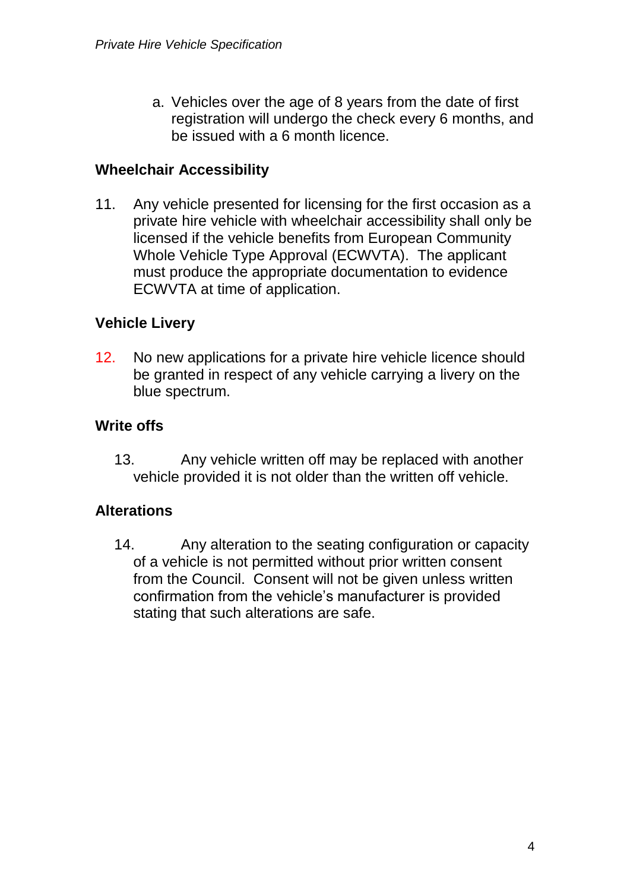a. Vehicles over the age of 8 years from the date of first registration will undergo the check every 6 months, and be issued with a 6 month licence.

## Wheelchair Accessibility

11. Any vehicle presented for licensing for the first occasion as a private hire vehicle with wheelchair accessibility shall only be licensed if the vehicle benefits from European Community Whole Vehicle Type Approval (ECWVTA). The applicant must produce the appropriate documentation to evidence ECWVTA at time of application.

## Vehicle Livery

12. No new applications for a private hire vehicle licence should be granted in respect of any vehicle carrying a livery on the blue spectrum.

## Write offs

13. Any vehicle written off may be replaced with another vehicle provided it is not older than the written off vehicle.

## Alterations

14. Any alteration to the seating configuration or capacity of a vehicle is not permitted without prior written consent from the Council. Consent will not be given unless written confirmation from the vehicle's manufacturer is provided stating that such alterations are safe.